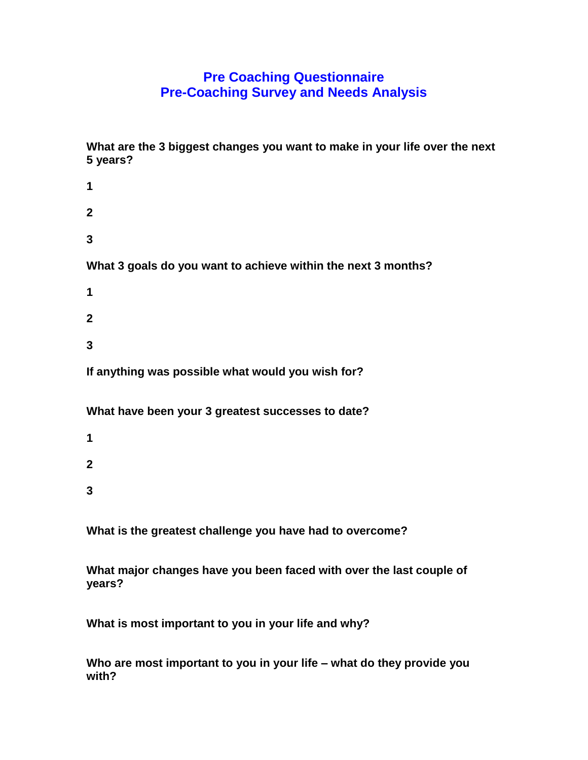# Pre Coaching Questionnaire
# Pre-Coaching Survey and Needs Analysis

**What are the 3 biggest changes you want to make in your life over the next 5 years?**

**1**

**2**

**3**

**What 3 goals do you want to achieve within the next 3 months?**

**1**

**2**

**3**

**If anything was possible what would you wish for?**

**What have been your 3 greatest successes to date?**

**1**

**2**

**3**

**What is the greatest challenge you have had to overcome?**

**What major changes have you been faced with over the last couple of years?**

**What is most important to you in your life and why?**

**Who are most important to you in your life – what do they provide you with?**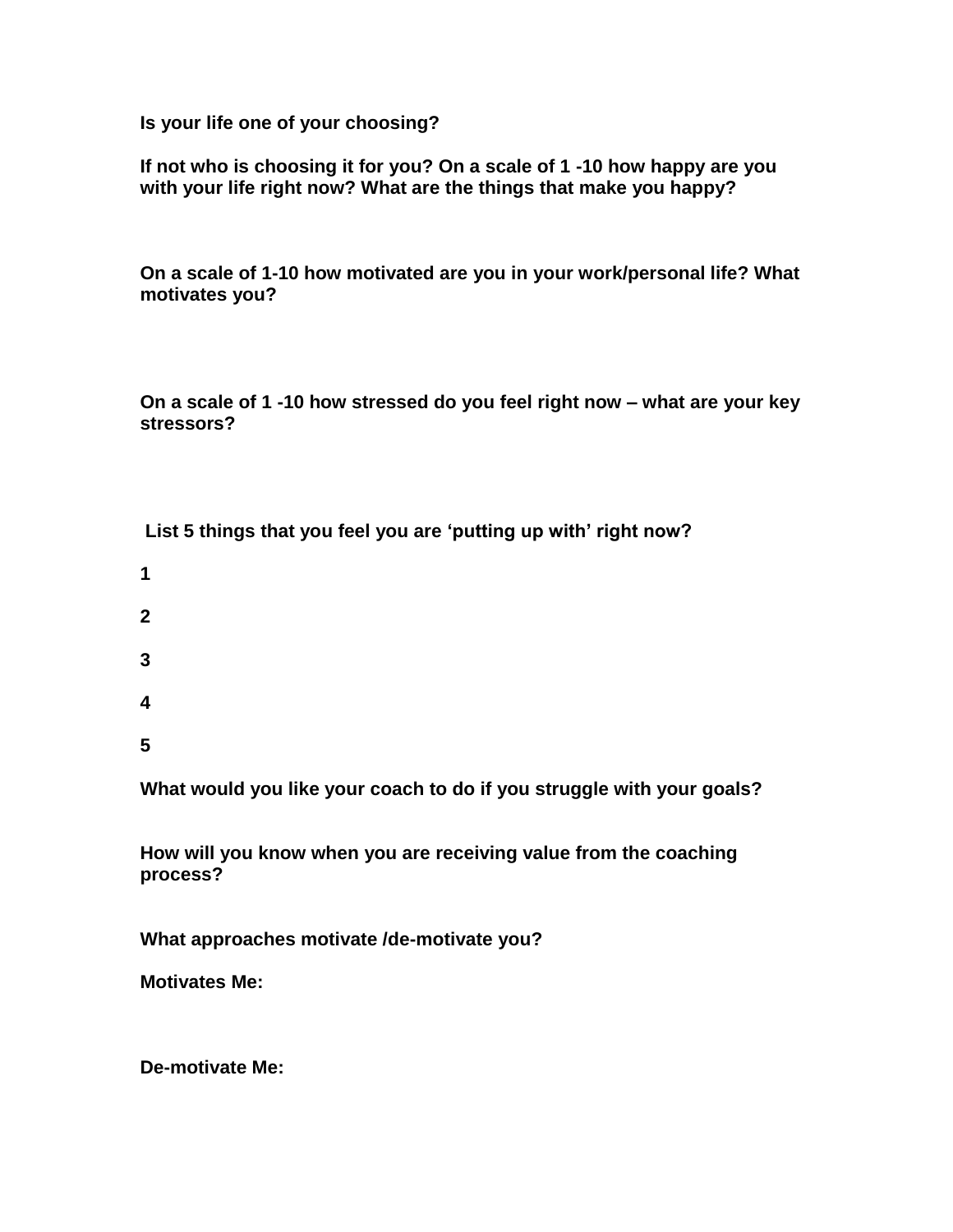**Is your life one of your choosing?**

**If not who is choosing it for you? On a scale of 1 -10 how happy are you with your life right now? What are the things that make you happy?**

**On a scale of 1-10 how motivated are you in your work/personal life? What motivates you?**

**On a scale of 1 -10 how stressed do you feel right now – what are your key stressors?**

**List 5 things that you feel you are 'putting up with' right now?**

**1**

**2**

**3**

**4**

**5**

**What would you like your coach to do if you struggle with your goals?**

**How will you know when you are receiving value from the coaching process?**

**What approaches motivate /de-motivate you?**

**Motivates Me:**

**De-motivate Me:**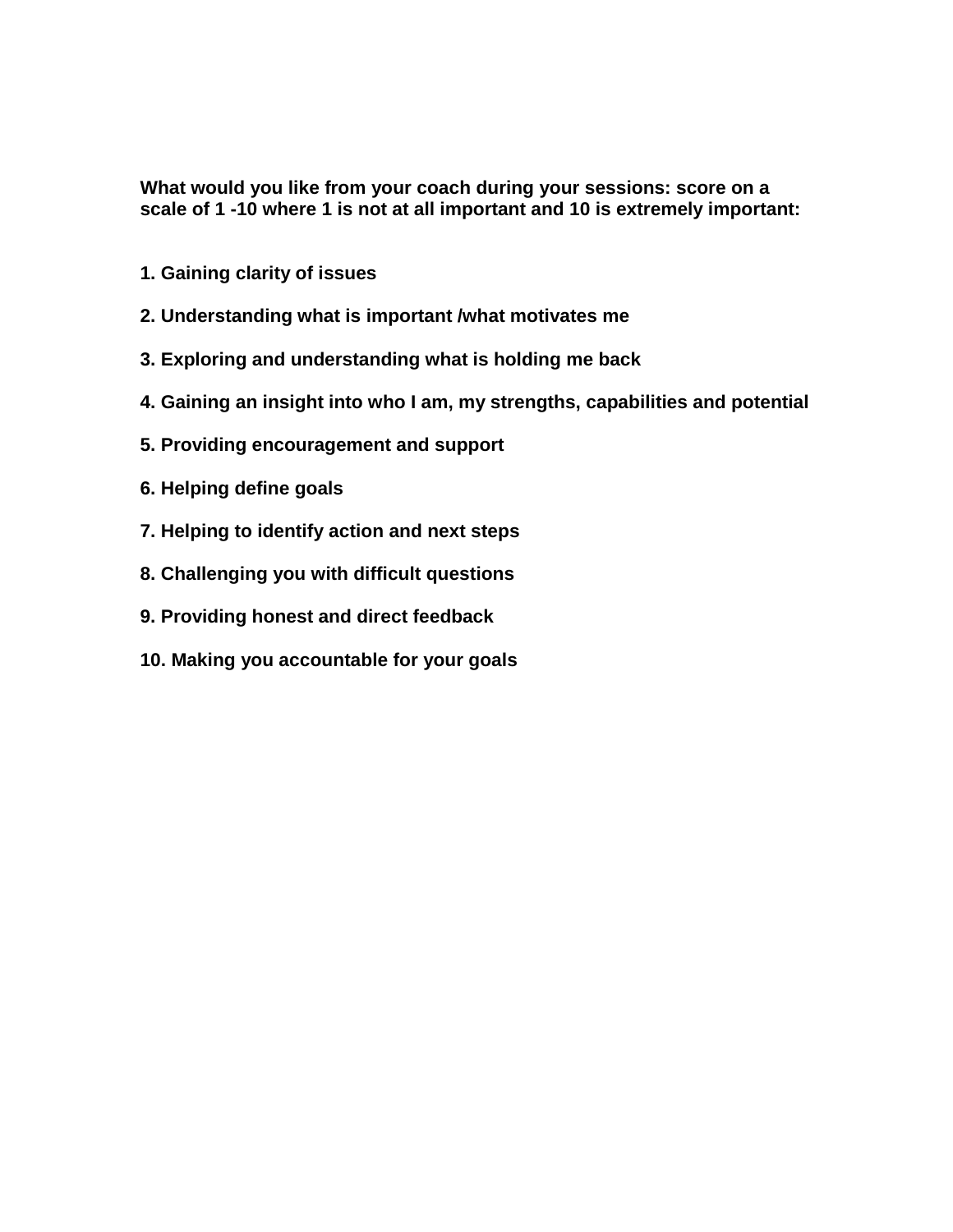**What would you like from your coach during your sessions: score on a scale of 1 -10 where 1 is not at all important and 10 is extremely important:**

**1. Gaining clarity of issues**

**2. Understanding what is important /what motivates me**

**3. Exploring and understanding what is holding me back**

**4. Gaining an insight into who I am, my strengths, capabilities and potential**

**5. Providing encouragement and support**

**6. Helping define goals**

**7. Helping to identify action and next steps**

**8. Challenging you with difficult questions**

**9. Providing honest and direct feedback**

**10. Making you accountable for your goals**